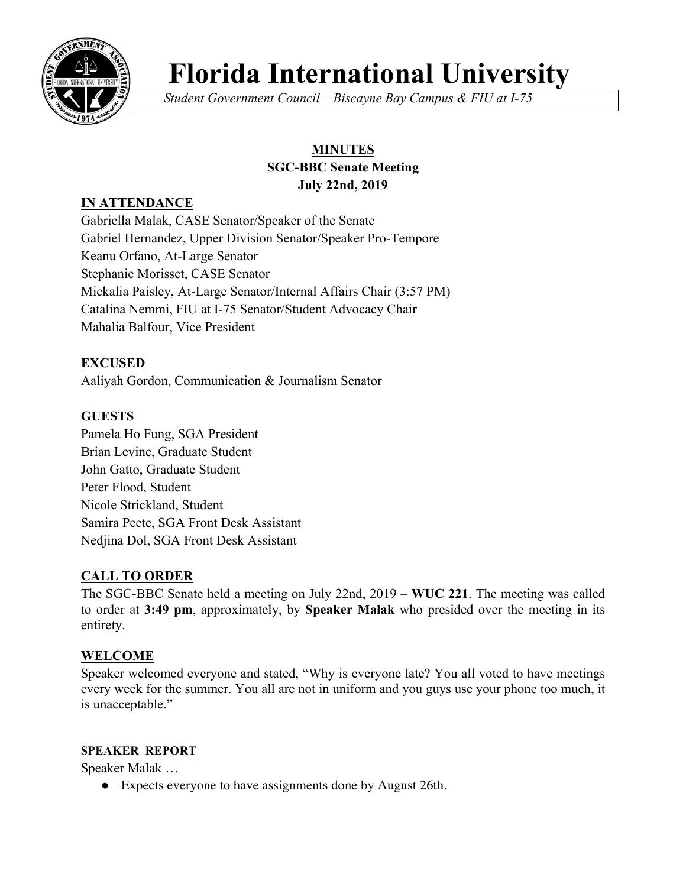// Florida International University

*Student Government Council – Biscayne Bay Campus & FIU at I-75*

## MINUTES
### SGC-BBC Senate Meeting
### July 22nd, 2019

**IN ATTENDANCE**

Gabriella Malak, CASE Senator/Speaker of the Senate
Gabriel Hernandez, Upper Division Senator/Speaker Pro-Tempore
Keanu Orfano, At-Large Senator
Stephanie Morisset, CASE Senator
Mickalia Paisley, At-Large Senator/Internal Affairs Chair (3:57 PM)
Catalina Nemmi, FIU at I-75 Senator/Student Advocacy Chair
Mahalia Balfour, Vice President

**EXCUSED**

Aaliyah Gordon, Communication & Journalism Senator

**GUESTS**

Pamela Ho Fung, SGA President
Brian Levine, Graduate Student
John Gatto, Graduate Student
Peter Flood, Student
Nicole Strickland, Student
Samira Peete, SGA Front Desk Assistant
Nedjina Dol, SGA Front Desk Assistant

**CALL TO ORDER**

The SGC-BBC Senate held a meeting on July 22nd, 2019 – **WUC 221**. The meeting was called to order at **3:49 pm**, approximately, by **Speaker Malak** who presided over the meeting in its entirety.

**WELCOME**

Speaker welcomed everyone and stated, "Why is everyone late? You all voted to have meetings every week for the summer. You all are not in uniform and you guys use your phone too much, it is unacceptable."

**SPEAKER REPORT**

Speaker Malak …

- Expects everyone to have assignments done by August 26th.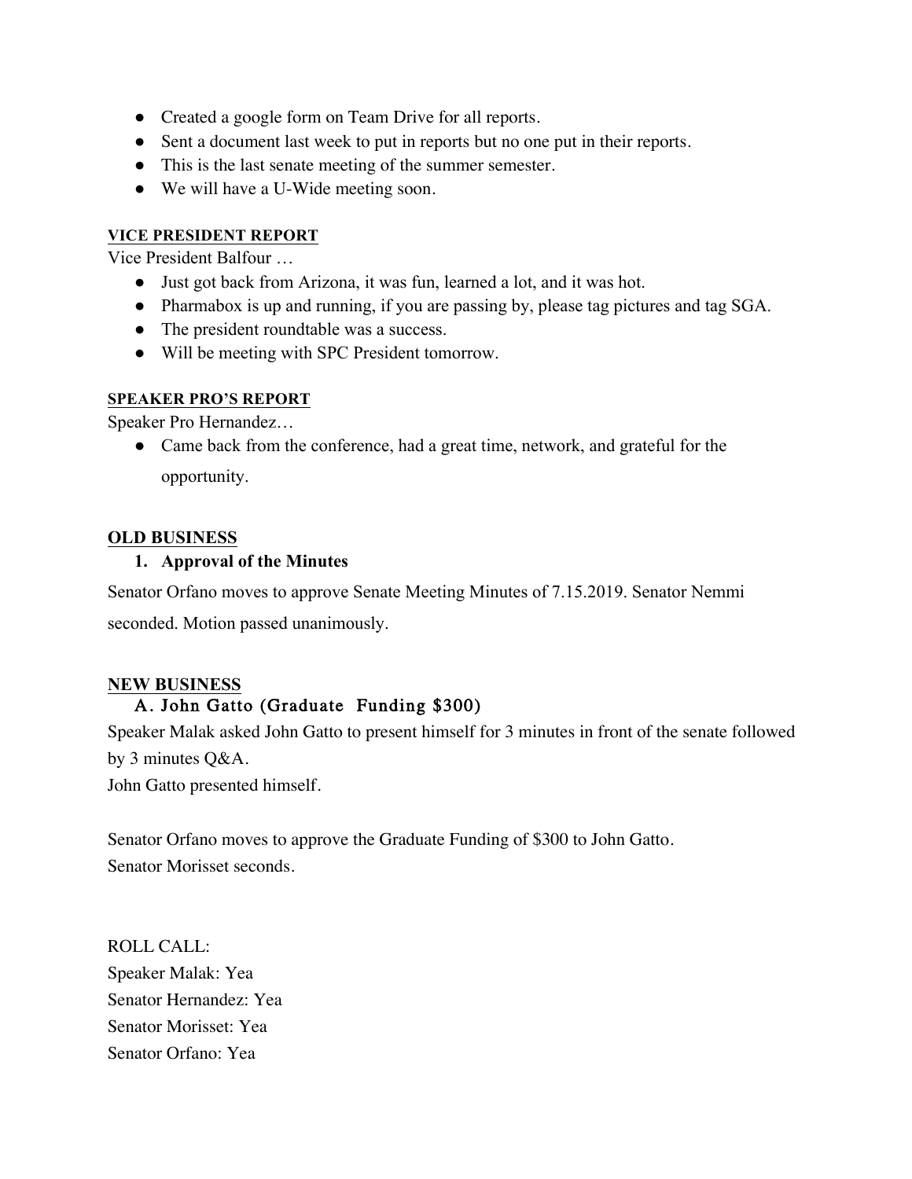- Created a google form on Team Drive for all reports.
- Sent a document last week to put in reports but no one put in their reports.
- This is the last senate meeting of the summer semester.
- We will have a U-Wide meeting soon.

**VICE PRESIDENT REPORT**

Vice President Balfour …

- Just got back from Arizona, it was fun, learned a lot, and it was hot.
- Pharmabox is up and running, if you are passing by, please tag pictures and tag SGA.
- The president roundtable was a success.
- Will be meeting with SPC President tomorrow.

**SPEAKER PRO'S REPORT**

Speaker Pro Hernandez…

- Came back from the conference, had a great time, network, and grateful for the opportunity.

## OLD BUSINESS

1. **Approval of the Minutes**

Senator Orfano moves to approve Senate Meeting Minutes of 7.15.2019. Senator Nemmi seconded. Motion passed unanimously.

## NEW BUSINESS

### A. John Gatto (Graduate Funding $300)

Speaker Malak asked John Gatto to present himself for 3 minutes in front of the senate followed by 3 minutes Q&A.
John Gatto presented himself.

Senator Orfano moves to approve the Graduate Funding of $300 to John Gatto.
Senator Morisset seconds.

ROLL CALL:
Speaker Malak: Yea
Senator Hernandez: Yea
Senator Morisset: Yea
Senator Orfano: Yea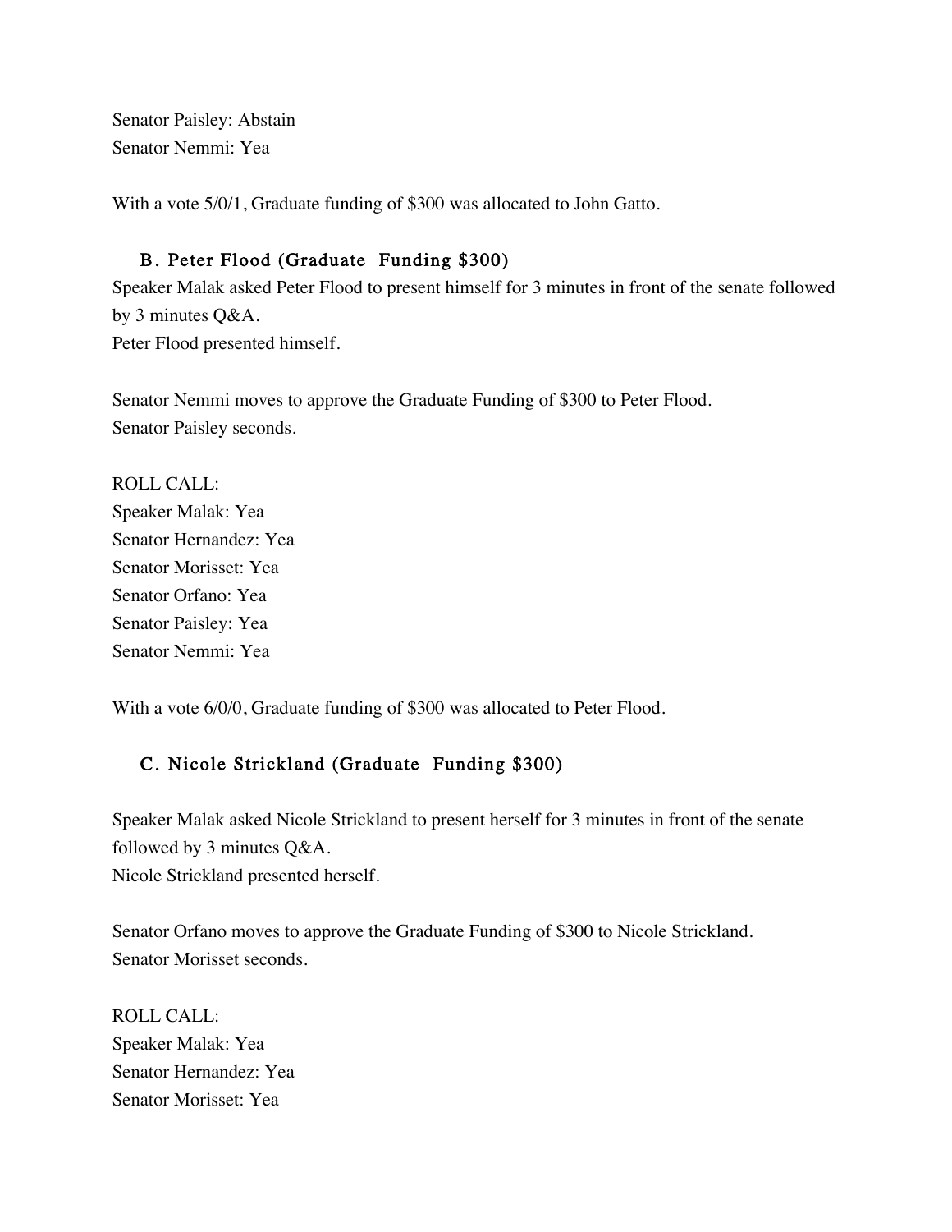Senator Paisley: Abstain
Senator Nemmi: Yea

With a vote 5/0/1, Graduate funding of $300 was allocated to John Gatto.

### B. Peter Flood (Graduate Funding $300)

Speaker Malak asked Peter Flood to present himself for 3 minutes in front of the senate followed by 3 minutes Q&A.
Peter Flood presented himself.

Senator Nemmi moves to approve the Graduate Funding of $300 to Peter Flood.
Senator Paisley seconds.

ROLL CALL:
Speaker Malak: Yea
Senator Hernandez: Yea
Senator Morisset: Yea
Senator Orfano: Yea
Senator Paisley: Yea
Senator Nemmi: Yea

With a vote 6/0/0, Graduate funding of $300 was allocated to Peter Flood.

### C. Nicole Strickland (Graduate Funding $300)

Speaker Malak asked Nicole Strickland to present herself for 3 minutes in front of the senate followed by 3 minutes Q&A.
Nicole Strickland presented herself.

Senator Orfano moves to approve the Graduate Funding of $300 to Nicole Strickland.
Senator Morisset seconds.

ROLL CALL:
Speaker Malak: Yea
Senator Hernandez: Yea
Senator Morisset: Yea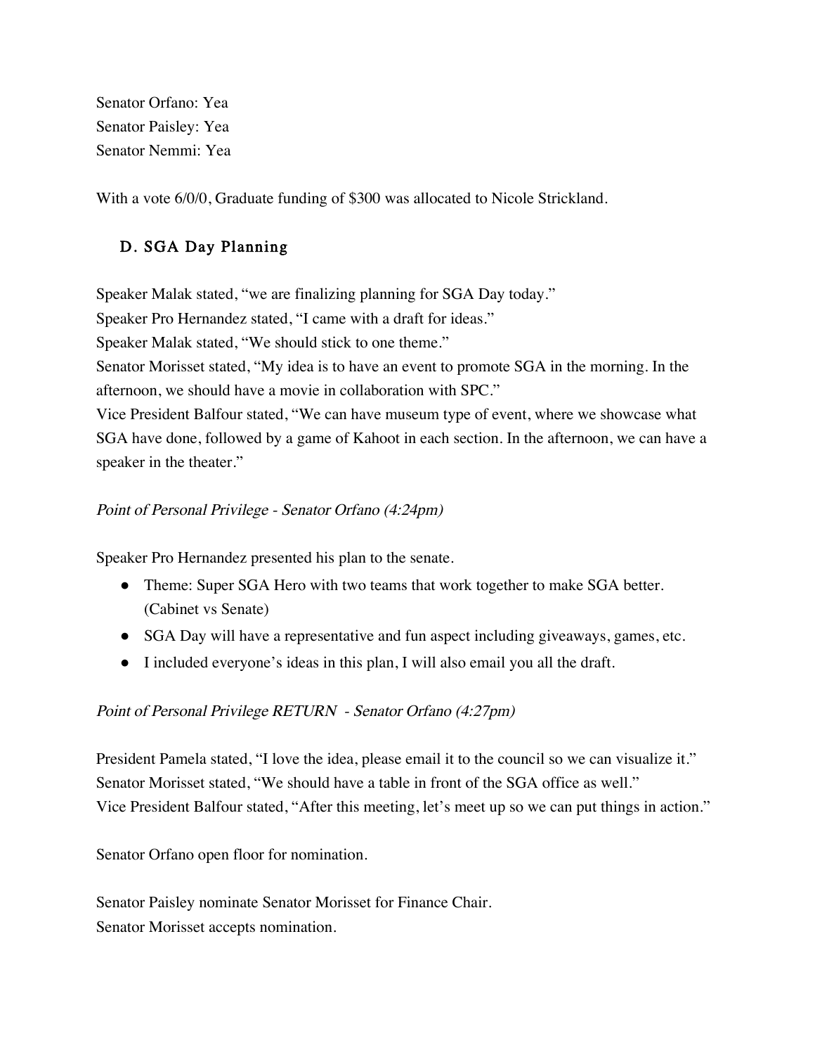Senator Orfano: Yea
Senator Paisley: Yea
Senator Nemmi: Yea

With a vote 6/0/0, Graduate funding of $300 was allocated to Nicole Strickland.

### D. SGA Day Planning

Speaker Malak stated, "we are finalizing planning for SGA Day today."
Speaker Pro Hernandez stated, "I came with a draft for ideas."
Speaker Malak stated, "We should stick to one theme."
Senator Morisset stated, "My idea is to have an event to promote SGA in the morning. In the afternoon, we should have a movie in collaboration with SPC."
Vice President Balfour stated, "We can have museum type of event, where we showcase what SGA have done, followed by a game of Kahoot in each section. In the afternoon, we can have a speaker in the theater."

*Point of Personal Privilege - Senator Orfano (4:24pm)*

Speaker Pro Hernandez presented his plan to the senate.

- Theme: Super SGA Hero with two teams that work together to make SGA better. (Cabinet vs Senate)
- SGA Day will have a representative and fun aspect including giveaways, games, etc.
- I included everyone's ideas in this plan, I will also email you all the draft.

*Point of Personal Privilege RETURN - Senator Orfano (4:27pm)*

President Pamela stated, "I love the idea, please email it to the council so we can visualize it."
Senator Morisset stated, "We should have a table in front of the SGA office as well."
Vice President Balfour stated, "After this meeting, let's meet up so we can put things in action."

Senator Orfano open floor for nomination.

Senator Paisley nominate Senator Morisset for Finance Chair.
Senator Morisset accepts nomination.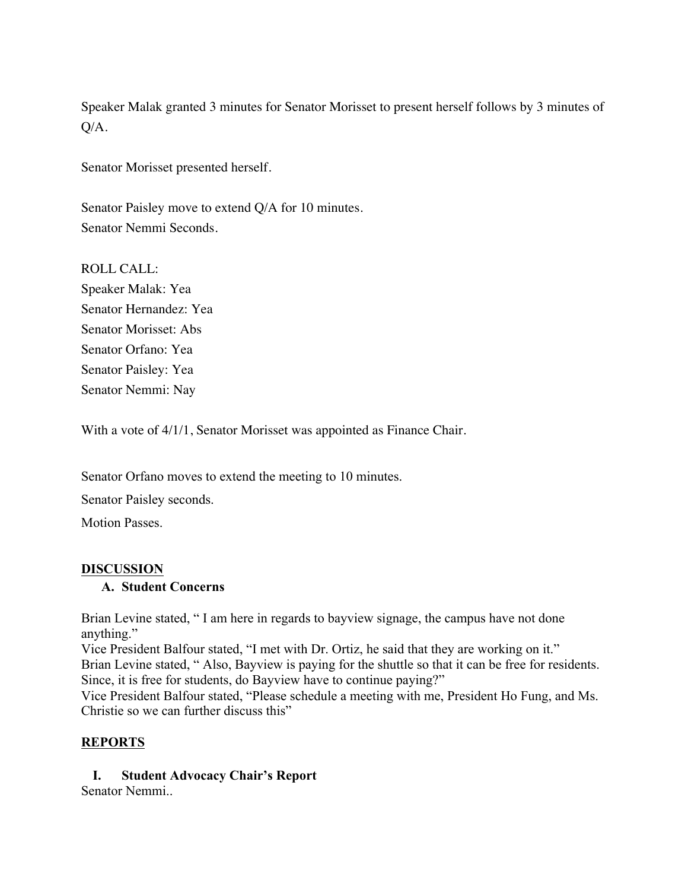Speaker Malak granted 3 minutes for Senator Morisset to present herself follows by 3 minutes of Q/A.

Senator Morisset presented herself.

Senator Paisley move to extend Q/A for 10 minutes.
Senator Nemmi Seconds.

ROLL CALL:
Speaker Malak: Yea
Senator Hernandez: Yea
Senator Morisset: Abs
Senator Orfano: Yea
Senator Paisley: Yea
Senator Nemmi: Nay

With a vote of 4/1/1, Senator Morisset was appointed as Finance Chair.

Senator Orfano moves to extend the meeting to 10 minutes.

Senator Paisley seconds.

Motion Passes.

## **DISCUSSION**

### A. Student Concerns

Brian Levine stated, " I am here in regards to bayview signage, the campus have not done anything."
Vice President Balfour stated, "I met with Dr. Ortiz, he said that they are working on it."
Brian Levine stated, " Also, Bayview is paying for the shuttle so that it can be free for residents. Since, it is free for students, do Bayview have to continue paying?"
Vice President Balfour stated, "Please schedule a meeting with me, President Ho Fung, and Ms. Christie so we can further discuss this"

## **REPORTS**

### I. Student Advocacy Chair's Report

Senator Nemmi..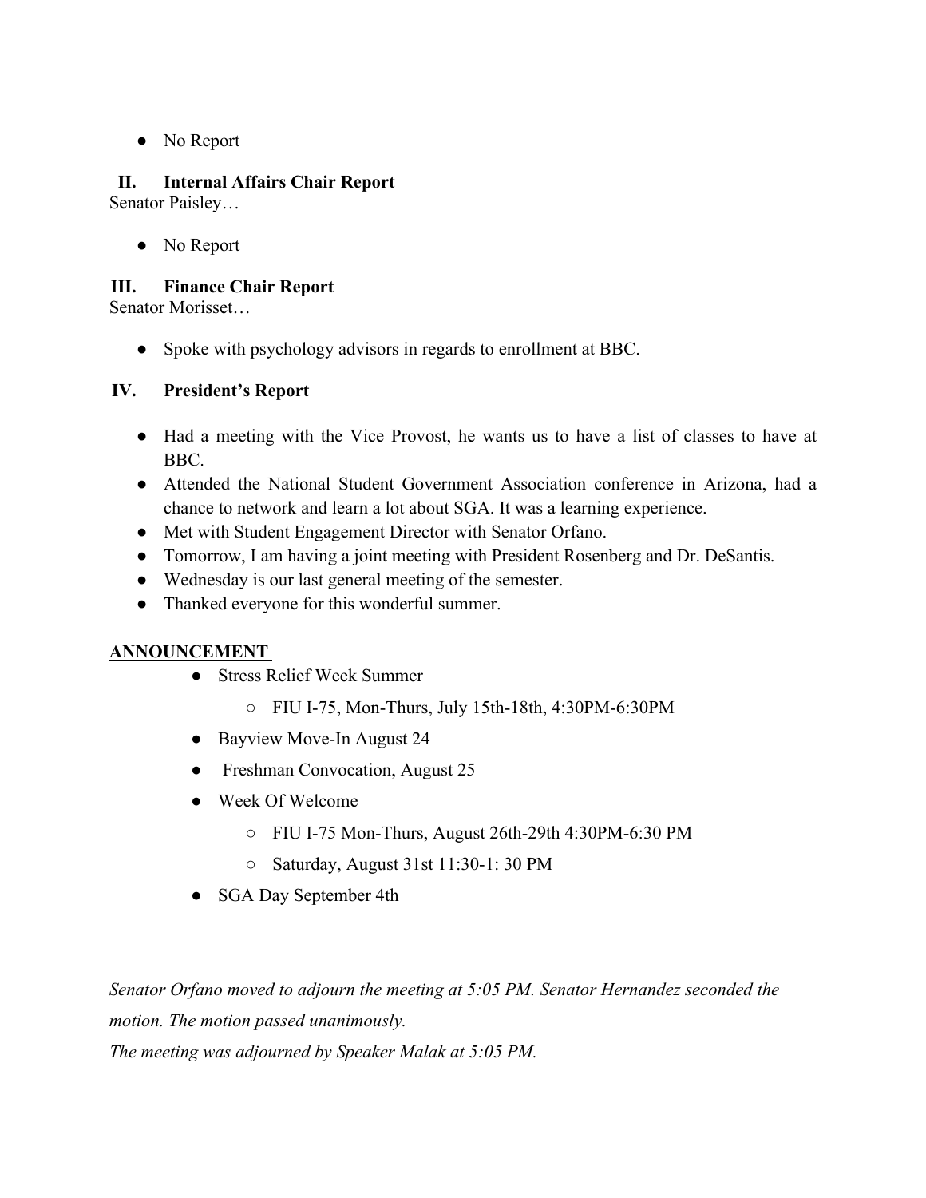- No Report

## II. Internal Affairs Chair Report

Senator Paisley…

- No Report

## III. Finance Chair Report

Senator Morisset…

- Spoke with psychology advisors in regards to enrollment at BBC.

## IV. President's Report

- Had a meeting with the Vice Provost, he wants us to have a list of classes to have at BBC.
- Attended the National Student Government Association conference in Arizona, had a chance to network and learn a lot about SGA. It was a learning experience.
- Met with Student Engagement Director with Senator Orfano.
- Tomorrow, I am having a joint meeting with President Rosenberg and Dr. DeSantis.
- Wednesday is our last general meeting of the semester.
- Thanked everyone for this wonderful summer.

**ANNOUNCEMENT**

- Stress Relief Week Summer
  - FIU I-75, Mon-Thurs, July 15th-18th, 4:30PM-6:30PM
- Bayview Move-In August 24
- Freshman Convocation, August 25
- Week Of Welcome
  - FIU I-75 Mon-Thurs, August 26th-29th 4:30PM-6:30 PM
  - Saturday, August 31st 11:30-1: 30 PM
- SGA Day September 4th

*Senator Orfano moved to adjourn the meeting at 5:05 PM. Senator Hernandez seconded the motion. The motion passed unanimously.*

*The meeting was adjourned by Speaker Malak at 5:05 PM.*